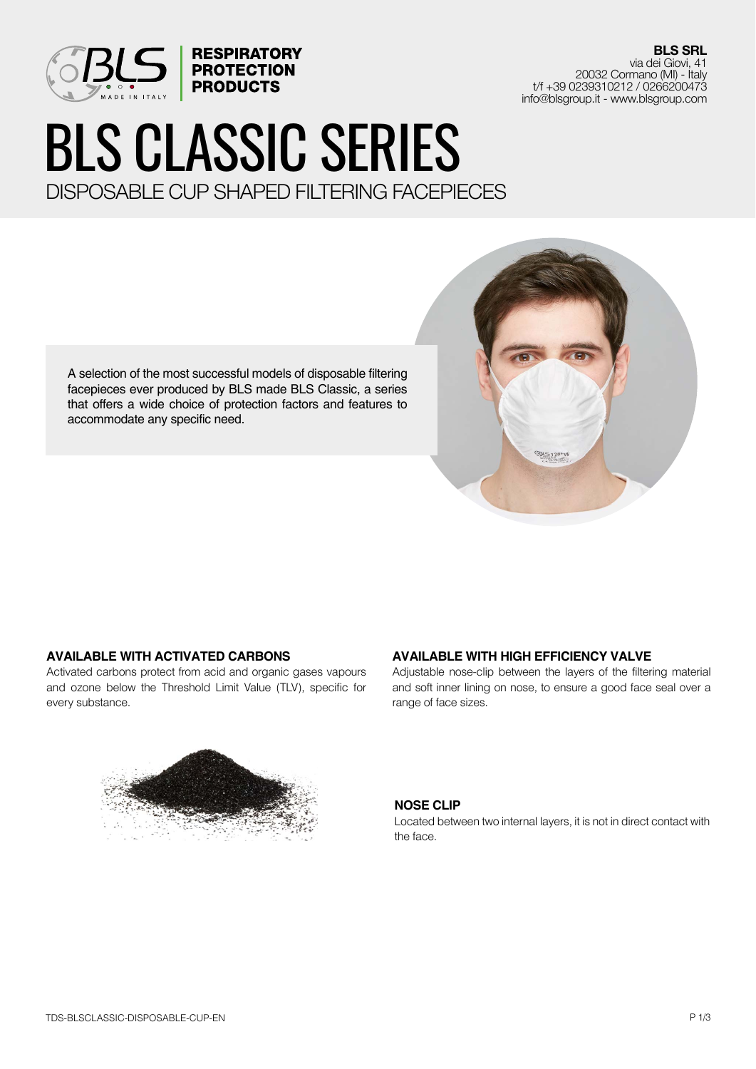RESPIRATORY PROTECTION PRODUCTS

**BLS SRL**
via dei Giovi, 41
20032 Cormano (MI) - Italy
t/f +39 0239310212 / 0266200473
info@blsgroup.it - www.blsgroup.com

# BLS CLASSIC SERIES

## DISPOSABLE CUP SHAPED FILTERING FACEPIECES

A selection of the most successful models of disposable filtering facepieces ever produced by BLS made BLS Classic, a series that offers a wide choice of protection factors and features to accommodate any specific need.

### AVAILABLE WITH ACTIVATED CARBONS

Activated carbons protect from acid and organic gases vapours and ozone below the Threshold Limit Value (TLV), specific for every substance.

### AVAILABLE WITH HIGH EFFICIENCY VALVE

Adjustable nose-clip between the layers of the filtering material and soft inner lining on nose, to ensure a good face seal over a range of face sizes.

### NOSE CLIP

Located between two internal layers, it is not in direct contact with the face.

TDS-BLSCLASSIC-DISPOSABLE-CUP-EN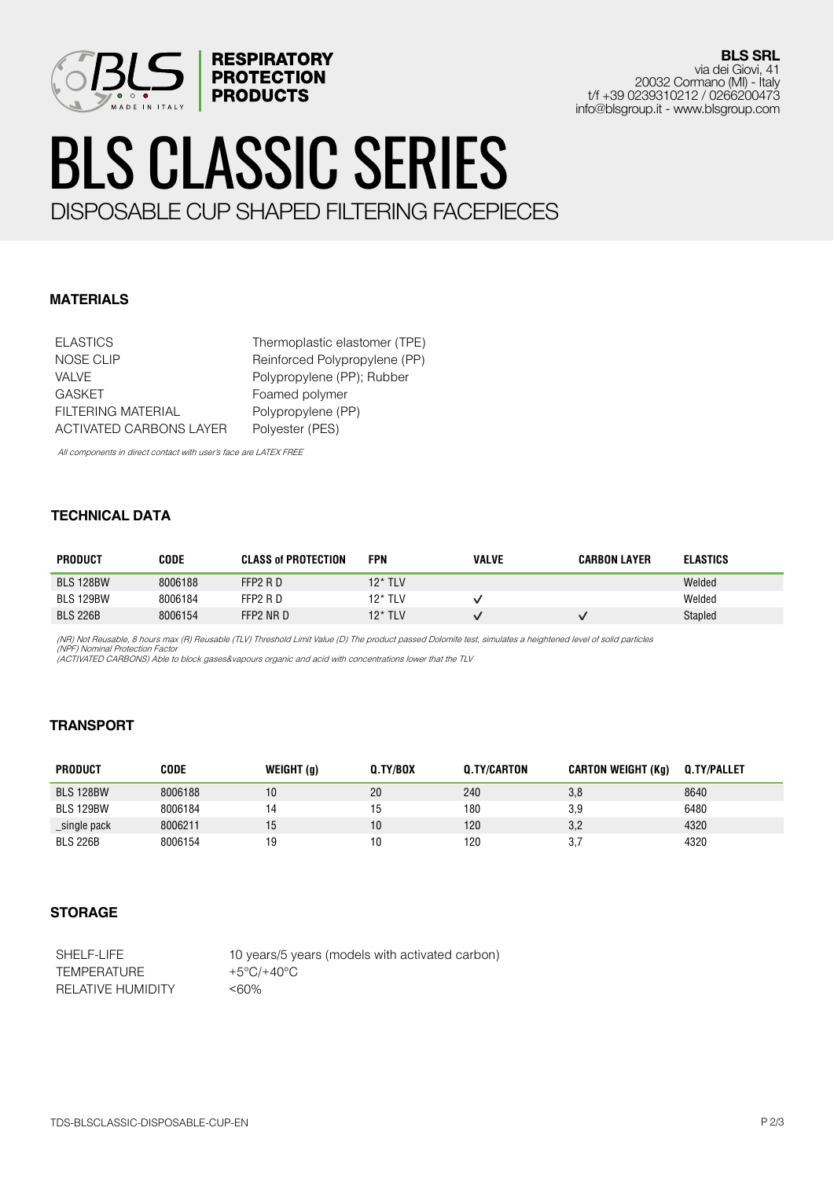RESPIRATORY PROTECTION PRODUCTS

**BLS SRL**
via dei Giovi, 41
20032 Cormano (MI) - Italy
t/f +39 0239310212 / 0266200473
info@blsgroup.it - www.blsgroup.com

# BLS CLASSIC SERIES

## DISPOSABLE CUP SHAPED FILTERING FACEPIECES

### MATERIALS

| | |
|---|---|
| ELASTICS | Thermoplastic elastomer (TPE) |
| NOSE CLIP | Reinforced Polypropylene (PP) |
| VALVE | Polypropylene (PP); Rubber |
| GASKET | Foamed polymer |
| FILTERING MATERIAL | Polypropylene (PP) |
| ACTIVATED CARBONS LAYER | Polyester (PES) |

*All components in direct contact with user's face are LATEX FREE*

### TECHNICAL DATA

| PRODUCT | CODE | CLASS of PROTECTION | FPN | VALVE | CARBON LAYER | ELASTICS |
|---|---|---|---|---|---|---|
| BLS 128BW | 8006188 | FFP2 R D | 12* TLV | | | Welded |
| BLS 129BW | 8006184 | FFP2 R D | 12* TLV | ✓ | | Welded |
| BLS 226B | 8006154 | FFP2 NR D | 12* TLV | ✓ | ✓ | Stapled |

*(NR) Not Reusable, 8 hours max (R) Reusable (TLV) Threshold Limit Value (D) The product passed Dolomite test, simulates a heightened level of solid particles*
*(NPF) Nominal Protection Factor*
*(ACTIVATED CARBONS) Able to block gases&vapours organic and acid with concentrations lower that the TLV*

### TRANSPORT

| PRODUCT | CODE | WEIGHT (g) | Q.TY/BOX | Q.TY/CARTON | CARTON WEIGHT (Kg) | Q.TY/PALLET |
|---|---|---|---|---|---|---|
| BLS 128BW | 8006188 | 10 | 20 | 240 | 3,8 | 8640 |
| BLS 129BW | 8006184 | 14 | 15 | 180 | 3,9 | 6480 |
| _single pack | 8006211 | 15 | 10 | 120 | 3,2 | 4320 |
| BLS 226B | 8006154 | 19 | 10 | 120 | 3,7 | 4320 |

### STORAGE

| | |
|---|---|
| SHELF-LIFE | 10 years/5 years (models with activated carbon) |
| TEMPERATURE | +5°C/+40°C |
| RELATIVE HUMIDITY | <60% |

TDS-BLSCLASSIC-DISPOSABLE-CUP-EN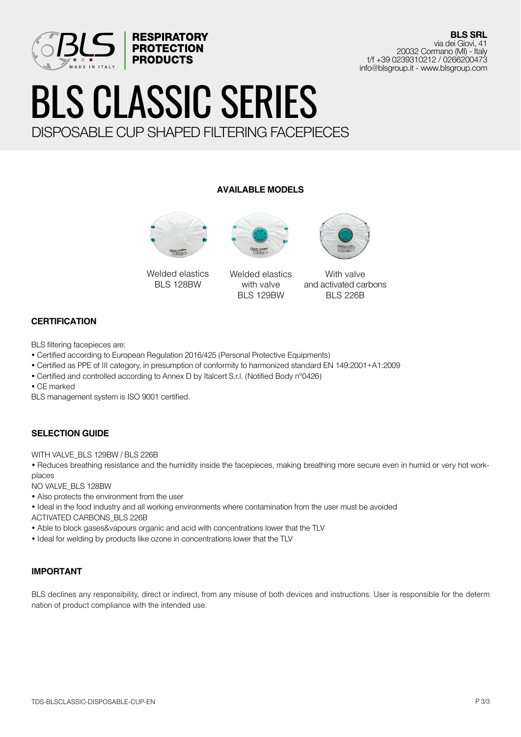**RESPIRATORY PROTECTION PRODUCTS**

**BLS SRL**
via dei Giovi, 41
20032 Cormano (MI) - Italy
t/f +39 0239310212 / 0266200473
info@blsgroup.it - www.blsgroup.com

# BLS CLASSIC SERIES

## DISPOSABLE CUP SHAPED FILTERING FACEPIECES

**AVAILABLE MODELS**

Welded elastics
BLS 128BW

Welded elastics
with valve
BLS 129BW

With valve
and activated carbons
BLS 226B

### CERTIFICATION

BLS filtering facepieces are:

- Certified according to European Regulation 2016/425 (Personal Protective Equipments)
- Certified as PPE of III category, in presumption of conformity to harmonized standard EN 149:2001+A1:2009
- Certified and controlled according to Annex D by Italcert S.r.l. (Notified Body n°0426)
- CE marked

BLS management system is ISO 9001 certified.

### SELECTION GUIDE

WITH VALVE_BLS 129BW / BLS 226B

- Reduces breathing resistance and the humidity inside the facepieces, making breathing more secure even in humid or very hot workplaces

NO VALVE_BLS 128BW

- Also protects the environment from the user
- Ideal in the food industry and all working environments where contamination from the user must be avoided

ACTIVATED CARBONS_BLS 226B

- Able to block gases&vapours organic and acid with concentrations lower that the TLV
- Ideal for welding by products like ozone in concentrations lower that the TLV

### IMPORTANT

BLS declines any responsibility, direct or indirect, from any misuse of both devices and instructions. User is responsible for the determ nation of product compliance with the intended use.

TDS-BLSCLASSIC-DISPOSABLE-CUP-EN